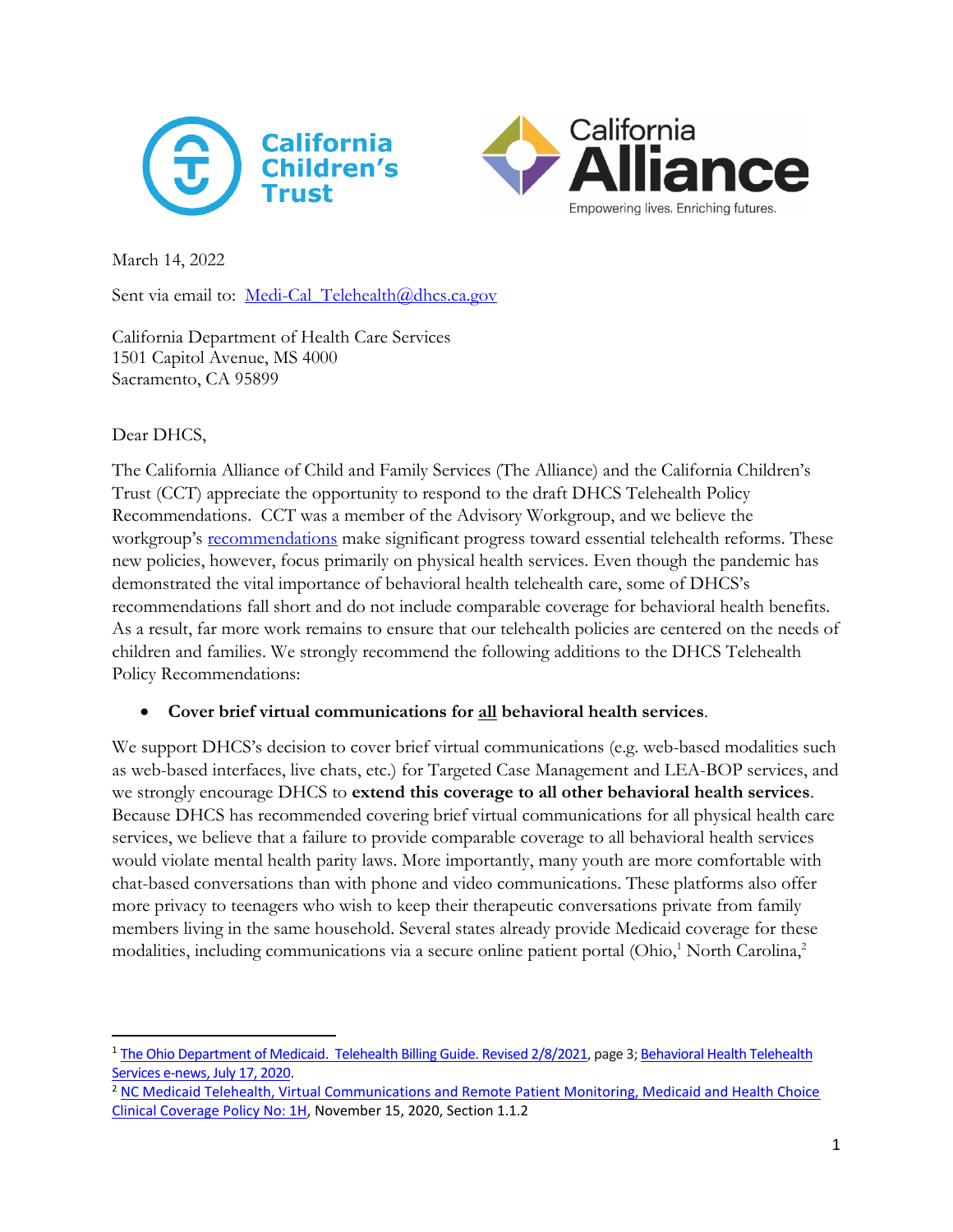California Children's Trust

California Alliance
Empowering lives. Enriching futures.

March 14, 2022

Sent via email to: Medi-Cal_Telehealth@dhcs.ca.gov

California Department of Health Care Services
1501 Capitol Avenue, MS 4000
Sacramento, CA 95899

Dear DHCS,

The California Alliance of Child and Family Services (The Alliance) and the California Children's Trust (CCT) appreciate the opportunity to respond to the draft DHCS Telehealth Policy Recommendations. CCT was a member of the Advisory Workgroup, and we believe the workgroup's recommendations make significant progress toward essential telehealth reforms. These new policies, however, focus primarily on physical health services. Even though the pandemic has demonstrated the vital importance of behavioral health telehealth care, some of DHCS's recommendations fall short and do not include comparable coverage for behavioral health benefits. As a result, far more work remains to ensure that our telehealth policies are centered on the needs of children and families. We strongly recommend the following additions to the DHCS Telehealth Policy Recommendations:

- **Cover brief virtual communications for <u>all</u> behavioral health services**.

We support DHCS's decision to cover brief virtual communications (e.g. web-based modalities such as web-based interfaces, live chats, etc.) for Targeted Case Management and LEA-BOP services, and we strongly encourage DHCS to **extend this coverage to all other behavioral health services**. Because DHCS has recommended covering brief virtual communications for all physical health care services, we believe that a failure to provide comparable coverage to all behavioral health services would violate mental health parity laws. More importantly, many youth are more comfortable with chat-based conversations than with phone and video communications. These platforms also offer more privacy to teenagers who wish to keep their therapeutic conversations private from family members living in the same household. Several states already provide Medicaid coverage for these modalities, including communications via a secure online patient portal (Ohio,[1] North Carolina,[2]

---

[1] The Ohio Department of Medicaid. Telehealth Billing Guide. Revised 2/8/2021, page 3; Behavioral Health Telehealth Services e-news, July 17, 2020.

[2] NC Medicaid Telehealth, Virtual Communications and Remote Patient Monitoring, Medicaid and Health Choice Clinical Coverage Policy No: 1H, November 15, 2020, Section 1.1.2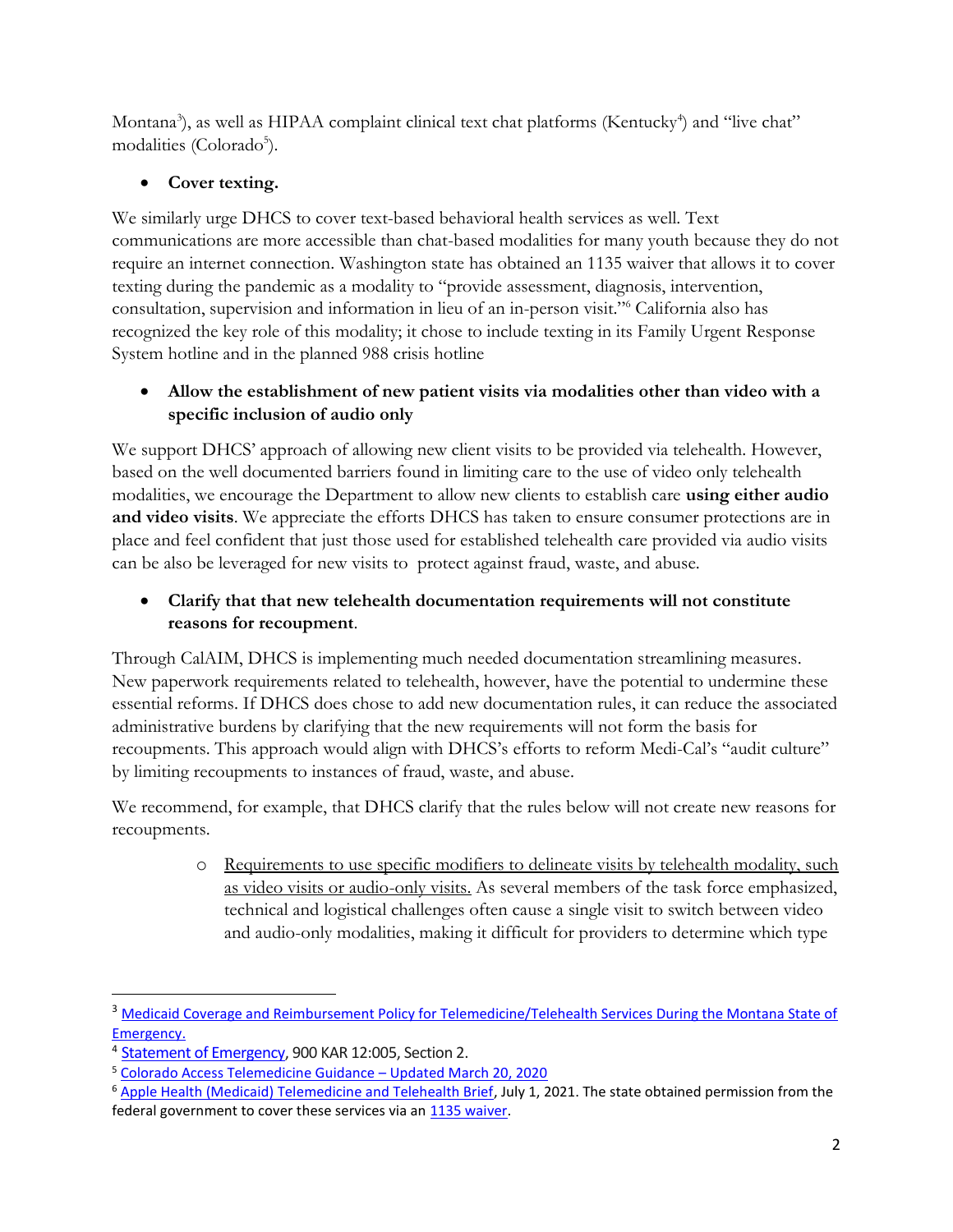Montana[3]), as well as HIPAA complaint clinical text chat platforms (Kentucky[4]) and "live chat" modalities (Colorado[5]).

- **Cover texting.**

We similarly urge DHCS to cover text-based behavioral health services as well. Text communications are more accessible than chat-based modalities for many youth because they do not require an internet connection. Washington state has obtained an 1135 waiver that allows it to cover texting during the pandemic as a modality to "provide assessment, diagnosis, intervention, consultation, supervision and information in lieu of an in-person visit."[6] California also has recognized the key role of this modality; it chose to include texting in its Family Urgent Response System hotline and in the planned 988 crisis hotline

- **Allow the establishment of new patient visits via modalities other than video with a specific inclusion of audio only**

We support DHCS' approach of allowing new client visits to be provided via telehealth. However, based on the well documented barriers found in limiting care to the use of video only telehealth modalities, we encourage the Department to allow new clients to establish care **using either audio and video visits**. We appreciate the efforts DHCS has taken to ensure consumer protections are in place and feel confident that just those used for established telehealth care provided via audio visits can be also be leveraged for new visits to protect against fraud, waste, and abuse.

- **Clarify that that new telehealth documentation requirements will not constitute reasons for recoupment**.

Through CalAIM, DHCS is implementing much needed documentation streamlining measures. New paperwork requirements related to telehealth, however, have the potential to undermine these essential reforms. If DHCS does chose to add new documentation rules, it can reduce the associated administrative burdens by clarifying that the new requirements will not form the basis for recoupments. This approach would align with DHCS's efforts to reform Medi-Cal's "audit culture" by limiting recoupments to instances of fraud, waste, and abuse.

We recommend, for example, that DHCS clarify that the rules below will not create new reasons for recoupments.

  - <u>Requirements to use specific modifiers to delineate visits by telehealth modality, such as video visits or audio-only visits.</u> As several members of the task force emphasized, technical and logistical challenges often cause a single visit to switch between video and audio-only modalities, making it difficult for providers to determine which type

---

[3] Medicaid Coverage and Reimbursement Policy for Telemedicine/Telehealth Services During the Montana State of Emergency.

[4] Statement of Emergency, 900 KAR 12:005, Section 2.

[5] Colorado Access Telemedicine Guidance – Updated March 20, 2020

[6] Apple Health (Medicaid) Telemedicine and Telehealth Brief, July 1, 2021. The state obtained permission from the federal government to cover these services via an 1135 waiver.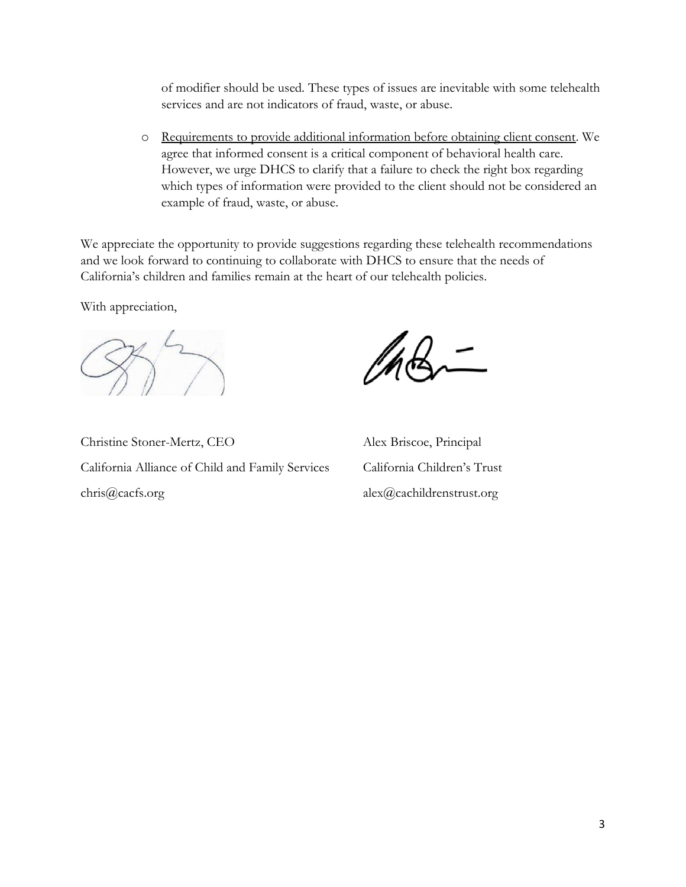of modifier should be used. These types of issues are inevitable with some telehealth services and are not indicators of fraud, waste, or abuse.

- Requirements to provide additional information before obtaining client consent. We agree that informed consent is a critical component of behavioral health care. However, we urge DHCS to clarify that a failure to check the right box regarding which types of information were provided to the client should not be considered an example of fraud, waste, or abuse.

We appreciate the opportunity to provide suggestions regarding these telehealth recommendations and we look forward to continuing to collaborate with DHCS to ensure that the needs of California's children and families remain at the heart of our telehealth policies.

With appreciation,

Christine Stoner-Mertz, CEO
California Alliance of Child and Family Services
chris@cacfs.org

Alex Briscoe, Principal
California Children's Trust
alex@cachildrenstrust.org